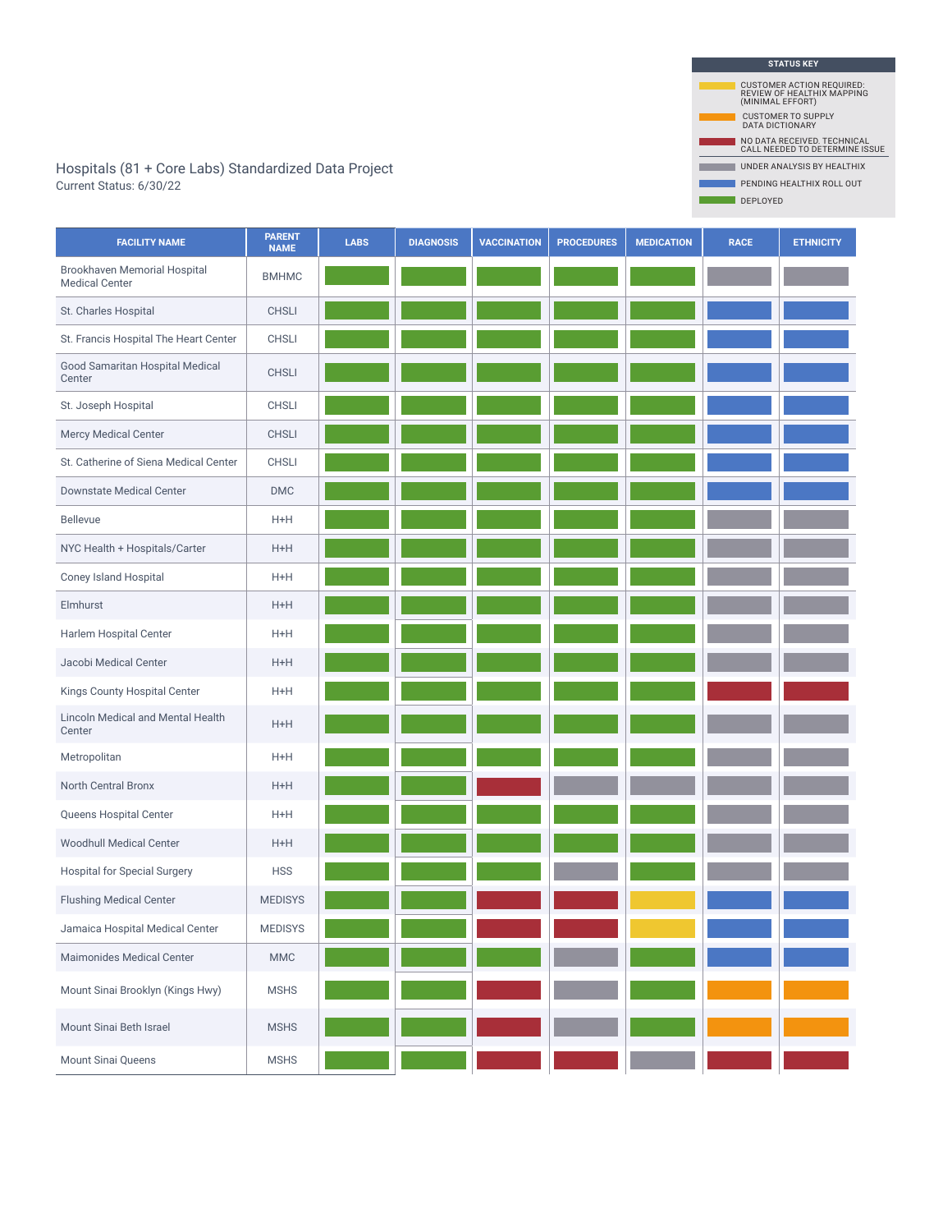## Hospitals (81 + Core Labs) Standardized Data Project

Current Status: 6/30/22

**STATUS KEY**

| Color | Status |
|---|---|
| Yellow | CUSTOMER ACTION REQUIRED: REVIEW OF HEALTHIX MAPPING (MINIMAL EFFORT) |
| Orange | CUSTOMER TO SUPPLY DATA DICTIONARY |
| Red | NO DATA RECEIVED. TECHNICAL CALL NEEDED TO DETERMINE ISSUE |
| Gray | UNDER ANALYSIS BY HEALTHIX |
| Blue | PENDING HEALTHIX ROLL OUT |
| Green | DEPLOYED |

| FACILITY NAME | PARENT NAME | LABS | DIAGNOSIS | VACCINATION | PROCEDURES | MEDICATION | RACE | ETHNICITY |
|---|---|---|---|---|---|---|---|---|
| Brookhaven Memorial Hospital Medical Center | BMHMC | Green | Green | Green | Green | Green | Gray | Gray |
| St. Charles Hospital | CHSLI | Green | Green | Green | Green | Green | Blue | Blue |
| St. Francis Hospital The Heart Center | CHSLI | Green | Green | Green | Green | Green | Blue | Blue |
| Good Samaritan Hospital Medical Center | CHSLI | Green | Green | Green | Green | Green | Blue | Blue |
| St. Joseph Hospital | CHSLI | Green | Green | Green | Green | Green | Blue | Blue |
| Mercy Medical Center | CHSLI | Green | Green | Green | Green | Green | Blue | Blue |
| St. Catherine of Siena Medical Center | CHSLI | Green | Green | Green | Green | Green | Blue | Blue |
| Downstate Medical Center | DMC | Green | Green | Green | Green | Green | Blue | Blue |
| Bellevue | H+H | Green | Green | Green | Green | Green | Gray | Gray |
| NYC Health + Hospitals/Carter | H+H | Green | Green | Green | Green | Green | Gray | Gray |
| Coney Island Hospital | H+H | Green | Green | Green | Green | Green | Gray | Gray |
| Elmhurst | H+H | Green | Green | Green | Green | Green | Gray | Gray |
| Harlem Hospital Center | H+H | Green | Green | Green | Green | Green | Gray | Gray |
| Jacobi Medical Center | H+H | Green | Green | Green | Green | Green | Gray | Gray |
| Kings County Hospital Center | H+H | Green | Green | Green | Green | Green | Red | Red |
| Lincoln Medical and Mental Health Center | H+H | Green | Green | Green | Green | Green | Gray | Gray |
| Metropolitan | H+H | Green | Green | Green | Green | Green | Gray | Gray |
| North Central Bronx | H+H | Green | Green | Red | Gray | Gray | Gray | Gray |
| Queens Hospital Center | H+H | Green | Green | Green | Green | Green | Gray | Gray |
| Woodhull Medical Center | H+H | Green | Green | Green | Green | Green | Gray | Gray |
| Hospital for Special Surgery | HSS | Green | Green | Green | Gray | Green | Gray | Gray |
| Flushing Medical Center | MEDISYS | Green | Green | Red | Red | Yellow | Blue | Blue |
| Jamaica Hospital Medical Center | MEDISYS | Green | Green | Red | Red | Yellow | Blue | Blue |
| Maimonides Medical Center | MMC | Green | Green | Green | Gray | Green | Blue | Blue |
| Mount Sinai Brooklyn (Kings Hwy) | MSHS | Green | Green | Red | Gray | Green | Orange | Orange |
| Mount Sinai Beth Israel | MSHS | Green | Green | Red | Gray | Green | Orange | Orange |
| Mount Sinai Queens | MSHS | Green | Green | Red | Red | Gray | Red | Red |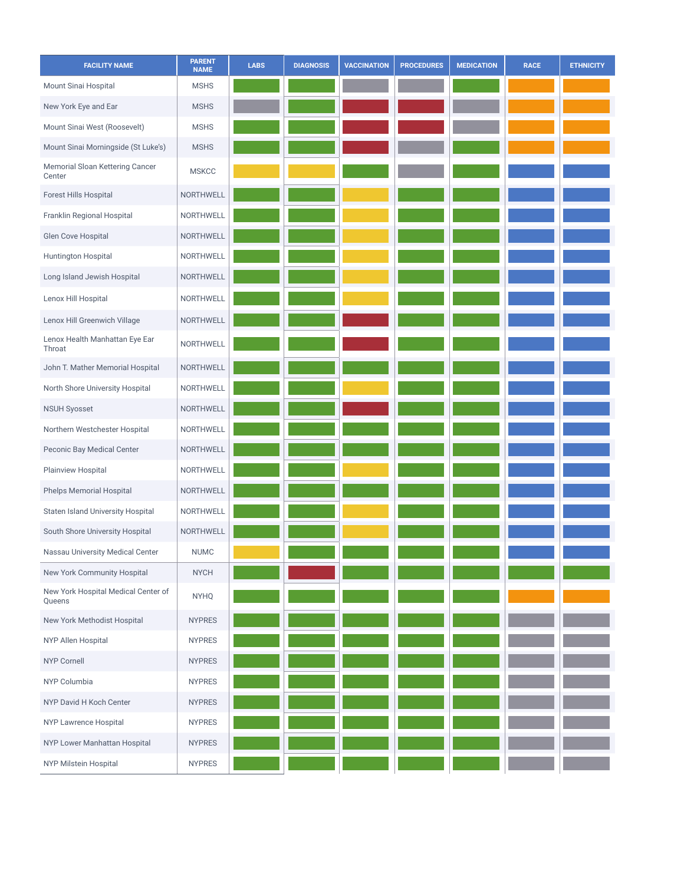| FACILITY NAME | PARENT NAME | LABS | DIAGNOSIS | VACCINATION | PROCEDURES | MEDICATION | RACE | ETHNICITY |
|---|---|---|---|---|---|---|---|---|
| Mount Sinai Hospital | MSHS | Green | Green | Gray | Gray | Green | Orange | Orange |
| New York Eye and Ear | MSHS | Gray | Green | Red | Red | Gray | Orange | Orange |
| Mount Sinai West (Roosevelt) | MSHS | Green | Green | Red | Red | Gray | Orange | Orange |
| Mount Sinai Morningside (St Luke's) | MSHS | Green | Green | Red | Gray | Green | Orange | Orange |
| Memorial Sloan Kettering Cancer Center | MSKCC | Yellow | Yellow | Green | Gray | Green | Blue | Blue |
| Forest Hills Hospital | NORTHWELL | Green | Green | Yellow | Green | Green | Blue | Blue |
| Franklin Regional Hospital | NORTHWELL | Green | Green | Yellow | Green | Green | Blue | Blue |
| Glen Cove Hospital | NORTHWELL | Green | Green | Yellow | Green | Green | Blue | Blue |
| Huntington Hospital | NORTHWELL | Green | Green | Yellow | Green | Green | Blue | Blue |
| Long Island Jewish Hospital | NORTHWELL | Green | Green | Yellow | Green | Green | Blue | Blue |
| Lenox Hill Hospital | NORTHWELL | Green | Green | Yellow | Green | Green | Blue | Blue |
| Lenox Hill Greenwich Village | NORTHWELL | Green | Green | Red | Green | Green | Blue | Blue |
| Lenox Health Manhattan Eye Ear Throat | NORTHWELL | Green | Green | Red | Green | Green | Blue | Blue |
| John T. Mather Memorial Hospital | NORTHWELL | Green | Green | Green | Green | Green | Blue | Blue |
| North Shore University Hospital | NORTHWELL | Green | Green | Yellow | Green | Green | Blue | Blue |
| NSUH Syosset | NORTHWELL | Green | Green | Red | Green | Green | Blue | Blue |
| Northern Westchester Hospital | NORTHWELL | Green | Green | Green | Green | Green | Blue | Blue |
| Peconic Bay Medical Center | NORTHWELL | Green | Green | Green | Green | Green | Blue | Blue |
| Plainview Hospital | NORTHWELL | Green | Green | Yellow | Green | Green | Blue | Blue |
| Phelps Memorial Hospital | NORTHWELL | Green | Green | Green | Green | Green | Blue | Blue |
| Staten Island University Hospital | NORTHWELL | Green | Green | Yellow | Green | Green | Blue | Blue |
| South Shore University Hospital | NORTHWELL | Green | Green | Yellow | Green | Green | Blue | Blue |
| Nassau University Medical Center | NUMC | Yellow | Green | Green | Green | Green | Blue | Blue |
| New York Community Hospital | NYCH | Green | Red | Green | Green | Green | Green | Green |
| New York Hospital Medical Center of Queens | NYHQ | Green | Green | Green | Green | Green | Orange | Orange |
| New York Methodist Hospital | NYPRES | Green | Green | Green | Green | Green | Gray | Gray |
| NYP Allen Hospital | NYPRES | Green | Green | Green | Green | Green | Gray | Gray |
| NYP Cornell | NYPRES | Green | Green | Green | Green | Green | Gray | Gray |
| NYP Columbia | NYPRES | Green | Green | Green | Green | Green | Gray | Gray |
| NYP David H Koch Center | NYPRES | Green | Green | Green | Green | Green | Gray | Gray |
| NYP Lawrence Hospital | NYPRES | Green | Green | Green | Green | Green | Gray | Gray |
| NYP Lower Manhattan Hospital | NYPRES | Green | Green | Green | Green | Green | Gray | Gray |
| NYP Milstein Hospital | NYPRES | Green | Green | Green | Green | Green | Gray | Gray |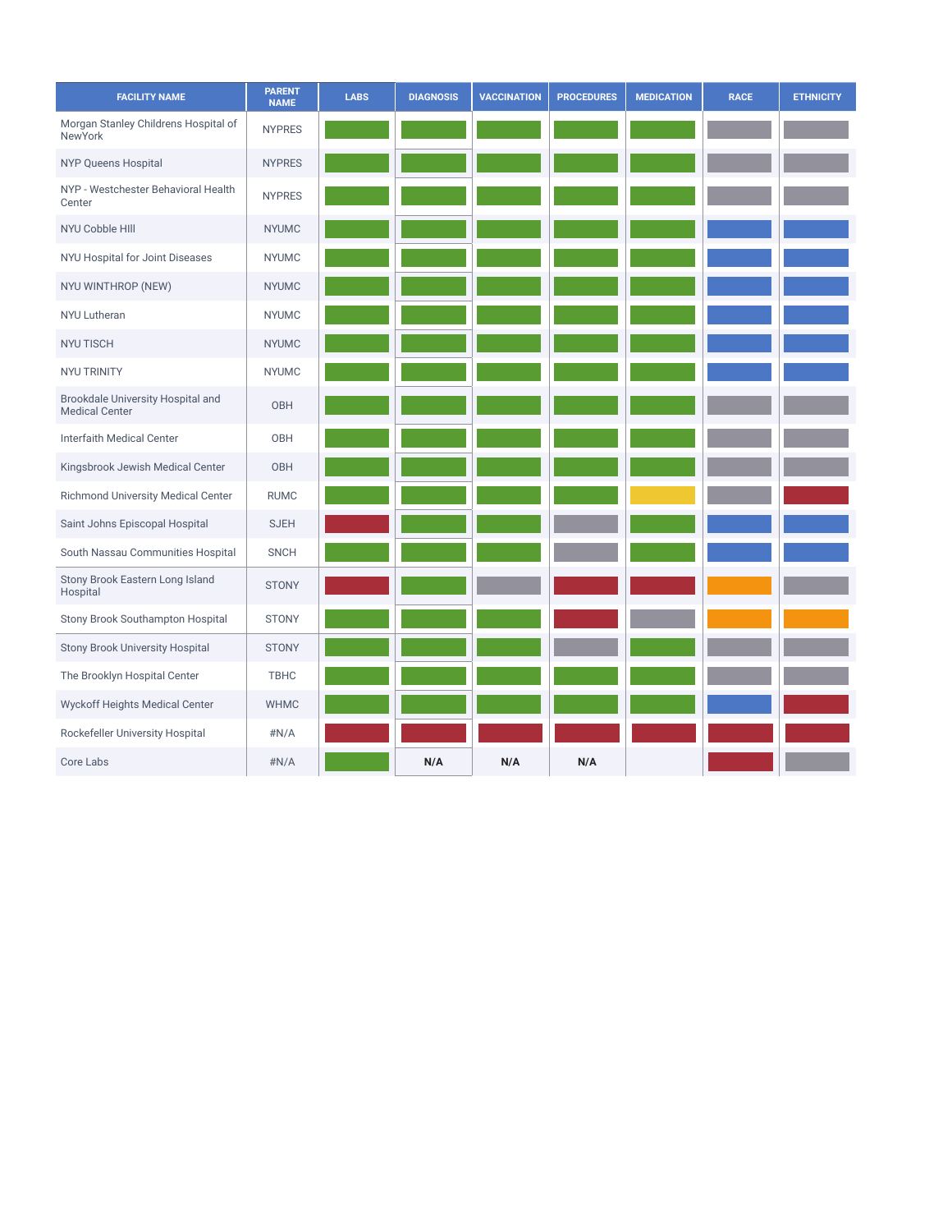| FACILITY NAME | PARENT NAME | LABS | DIAGNOSIS | VACCINATION | PROCEDURES | MEDICATION | RACE | ETHNICITY |
|---|---|---|---|---|---|---|---|---|
| Morgan Stanley Childrens Hospital of NewYork | NYPRES | | | | | | | |
| NYP Queens Hospital | NYPRES | | | | | | | |
| NYP - Westchester Behavioral Health Center | NYPRES | | | | | | | |
| NYU Cobble HIll | NYUMC | | | | | | | |
| NYU Hospital for Joint Diseases | NYUMC | | | | | | | |
| NYU WINTHROP (NEW) | NYUMC | | | | | | | |
| NYU Lutheran | NYUMC | | | | | | | |
| NYU TISCH | NYUMC | | | | | | | |
| NYU TRINITY | NYUMC | | | | | | | |
| Brookdale University Hospital and Medical Center | OBH | | | | | | | |
| Interfaith Medical Center | OBH | | | | | | | |
| Kingsbrook Jewish Medical Center | OBH | | | | | | | |
| Richmond University Medical Center | RUMC | | | | | | | |
| Saint Johns Episcopal Hospital | SJEH | | | | | | | |
| South Nassau Communities Hospital | SNCH | | | | | | | |
| Stony Brook Eastern Long Island Hospital | STONY | | | | | | | |
| Stony Brook Southampton Hospital | STONY | | | | | | | |
| Stony Brook University Hospital | STONY | | | | | | | |
| The Brooklyn Hospital Center | TBHC | | | | | | | |
| Wyckoff Heights Medical Center | WHMC | | | | | | | |
| Rockefeller University Hospital | #N/A | | | | | | | |
| Core Labs | #N/A | | N/A | N/A | N/A | | | |